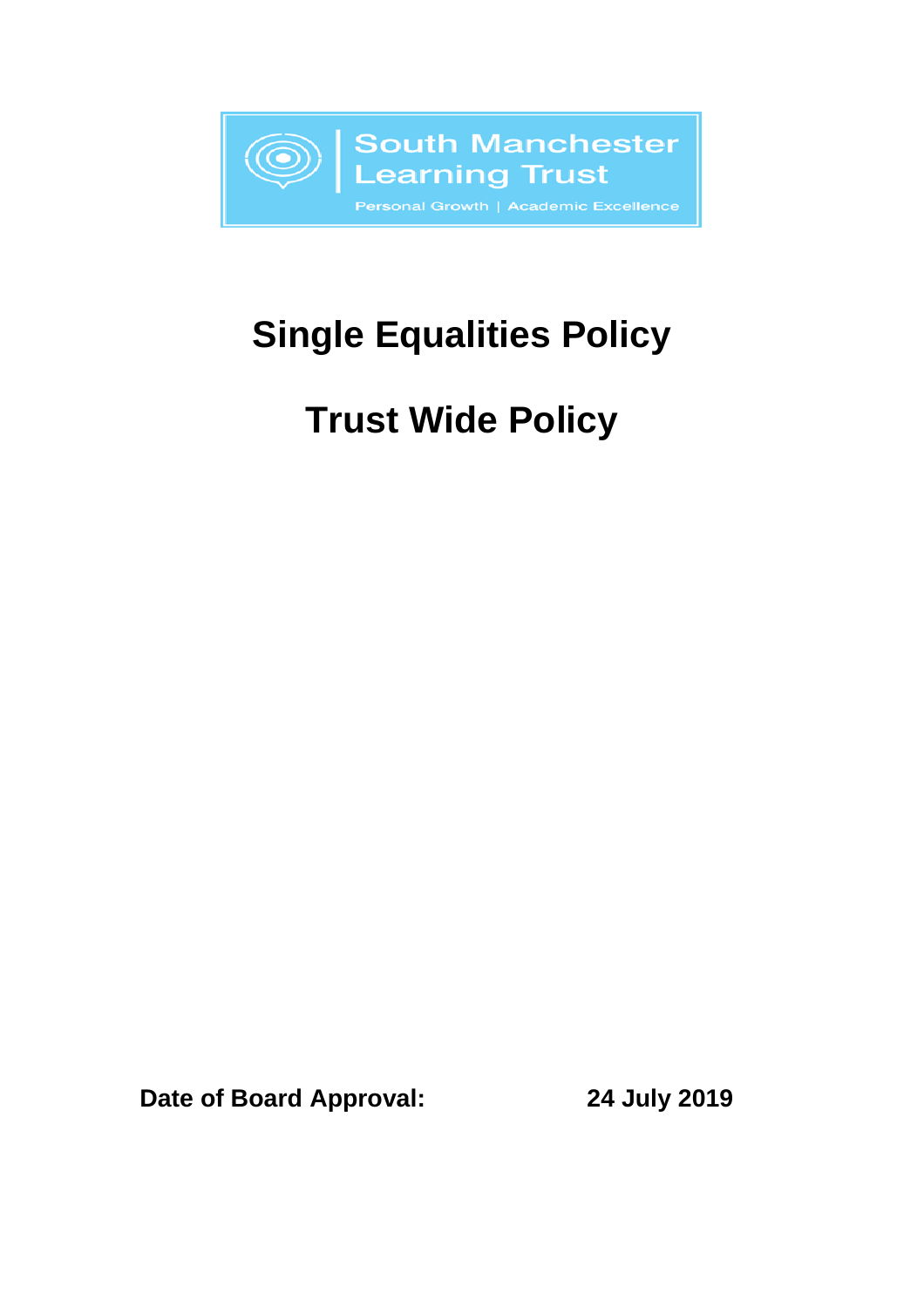South Manchester Learning Trust

Personal Growth | Academic Excellence

# Single Equalities Policy

# Trust Wide Policy

**Date of Board Approval: 24 July 2019**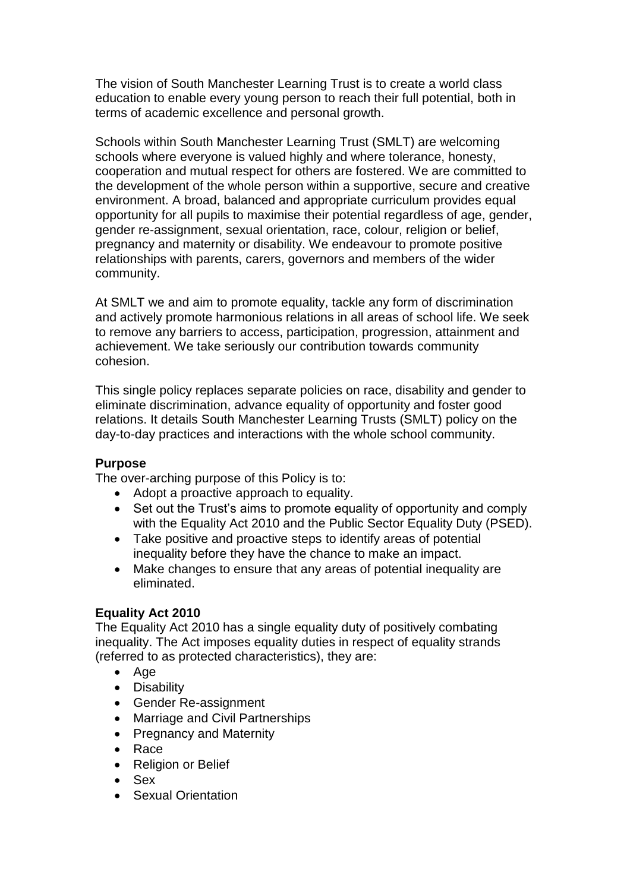The vision of South Manchester Learning Trust is to create a world class education to enable every young person to reach their full potential, both in terms of academic excellence and personal growth.

Schools within South Manchester Learning Trust (SMLT) are welcoming schools where everyone is valued highly and where tolerance, honesty, cooperation and mutual respect for others are fostered. We are committed to the development of the whole person within a supportive, secure and creative environment. A broad, balanced and appropriate curriculum provides equal opportunity for all pupils to maximise their potential regardless of age, gender, gender re-assignment, sexual orientation, race, colour, religion or belief, pregnancy and maternity or disability. We endeavour to promote positive relationships with parents, carers, governors and members of the wider community.

At SMLT we and aim to promote equality, tackle any form of discrimination and actively promote harmonious relations in all areas of school life. We seek to remove any barriers to access, participation, progression, attainment and achievement. We take seriously our contribution towards community cohesion.

This single policy replaces separate policies on race, disability and gender to eliminate discrimination, advance equality of opportunity and foster good relations. It details South Manchester Learning Trusts (SMLT) policy on the day-to-day practices and interactions with the whole school community.

**Purpose**

The over-arching purpose of this Policy is to:

- Adopt a proactive approach to equality.
- Set out the Trust's aims to promote equality of opportunity and comply with the Equality Act 2010 and the Public Sector Equality Duty (PSED).
- Take positive and proactive steps to identify areas of potential inequality before they have the chance to make an impact.
- Make changes to ensure that any areas of potential inequality are eliminated.

**Equality Act 2010**

The Equality Act 2010 has a single equality duty of positively combating inequality. The Act imposes equality duties in respect of equality strands (referred to as protected characteristics), they are:

- Age
- Disability
- Gender Re-assignment
- Marriage and Civil Partnerships
- Pregnancy and Maternity
- Race
- Religion or Belief
- Sex
- Sexual Orientation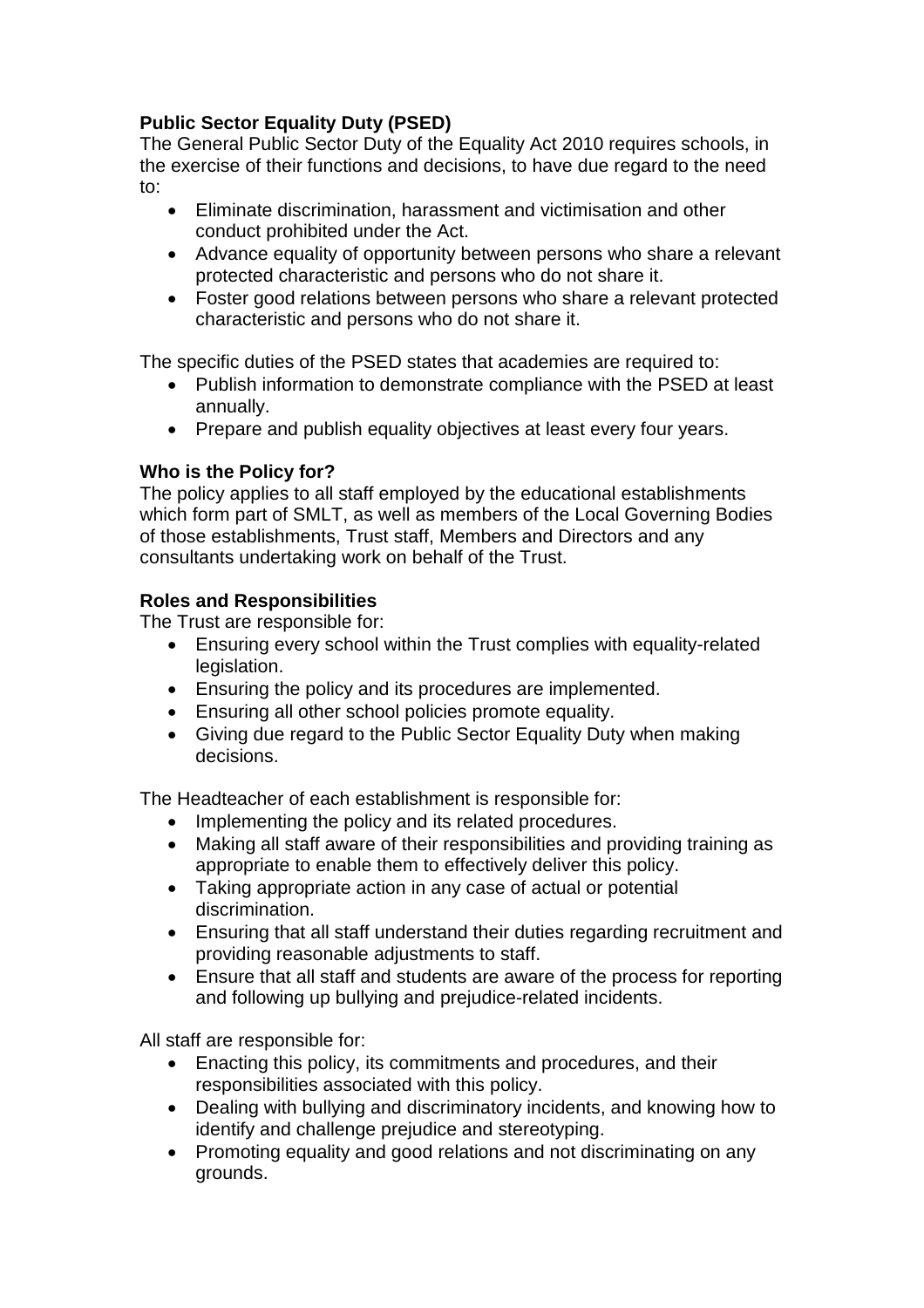**Public Sector Equality Duty (PSED)**

The General Public Sector Duty of the Equality Act 2010 requires schools, in the exercise of their functions and decisions, to have due regard to the need to:

- Eliminate discrimination, harassment and victimisation and other conduct prohibited under the Act.
- Advance equality of opportunity between persons who share a relevant protected characteristic and persons who do not share it.
- Foster good relations between persons who share a relevant protected characteristic and persons who do not share it.

The specific duties of the PSED states that academies are required to:

- Publish information to demonstrate compliance with the PSED at least annually.
- Prepare and publish equality objectives at least every four years.

**Who is the Policy for?**

The policy applies to all staff employed by the educational establishments which form part of SMLT, as well as members of the Local Governing Bodies of those establishments, Trust staff, Members and Directors and any consultants undertaking work on behalf of the Trust.

**Roles and Responsibilities**

The Trust are responsible for:

- Ensuring every school within the Trust complies with equality-related legislation.
- Ensuring the policy and its procedures are implemented.
- Ensuring all other school policies promote equality.
- Giving due regard to the Public Sector Equality Duty when making decisions.

The Headteacher of each establishment is responsible for:

- Implementing the policy and its related procedures.
- Making all staff aware of their responsibilities and providing training as appropriate to enable them to effectively deliver this policy.
- Taking appropriate action in any case of actual or potential discrimination.
- Ensuring that all staff understand their duties regarding recruitment and providing reasonable adjustments to staff.
- Ensure that all staff and students are aware of the process for reporting and following up bullying and prejudice-related incidents.

All staff are responsible for:

- Enacting this policy, its commitments and procedures, and their responsibilities associated with this policy.
- Dealing with bullying and discriminatory incidents, and knowing how to identify and challenge prejudice and stereotyping.
- Promoting equality and good relations and not discriminating on any grounds.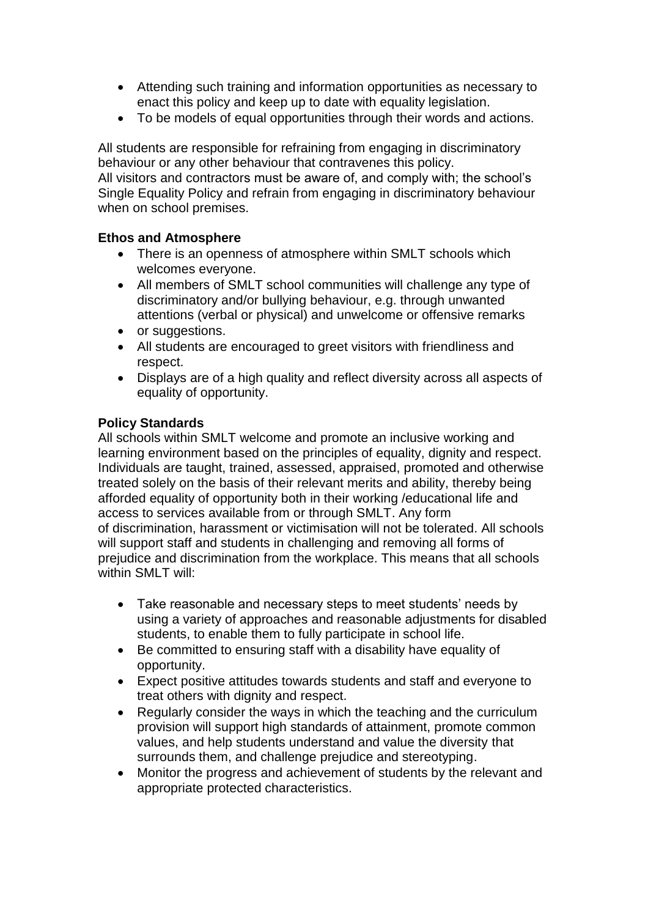- Attending such training and information opportunities as necessary to enact this policy and keep up to date with equality legislation.
- To be models of equal opportunities through their words and actions.

All students are responsible for refraining from engaging in discriminatory behaviour or any other behaviour that contravenes this policy.
All visitors and contractors must be aware of, and comply with; the school's Single Equality Policy and refrain from engaging in discriminatory behaviour when on school premises.

**Ethos and Atmosphere**

- There is an openness of atmosphere within SMLT schools which welcomes everyone.
- All members of SMLT school communities will challenge any type of discriminatory and/or bullying behaviour, e.g. through unwanted attentions (verbal or physical) and unwelcome or offensive remarks
- or suggestions.
- All students are encouraged to greet visitors with friendliness and respect.
- Displays are of a high quality and reflect diversity across all aspects of equality of opportunity.

**Policy Standards**

All schools within SMLT welcome and promote an inclusive working and learning environment based on the principles of equality, dignity and respect. Individuals are taught, trained, assessed, appraised, promoted and otherwise treated solely on the basis of their relevant merits and ability, thereby being afforded equality of opportunity both in their working /educational life and access to services available from or through SMLT. Any form of discrimination, harassment or victimisation will not be tolerated. All schools will support staff and students in challenging and removing all forms of prejudice and discrimination from the workplace. This means that all schools within SMLT will:

- Take reasonable and necessary steps to meet students' needs by using a variety of approaches and reasonable adjustments for disabled students, to enable them to fully participate in school life.
- Be committed to ensuring staff with a disability have equality of opportunity.
- Expect positive attitudes towards students and staff and everyone to treat others with dignity and respect.
- Regularly consider the ways in which the teaching and the curriculum provision will support high standards of attainment, promote common values, and help students understand and value the diversity that surrounds them, and challenge prejudice and stereotyping.
- Monitor the progress and achievement of students by the relevant and appropriate protected characteristics.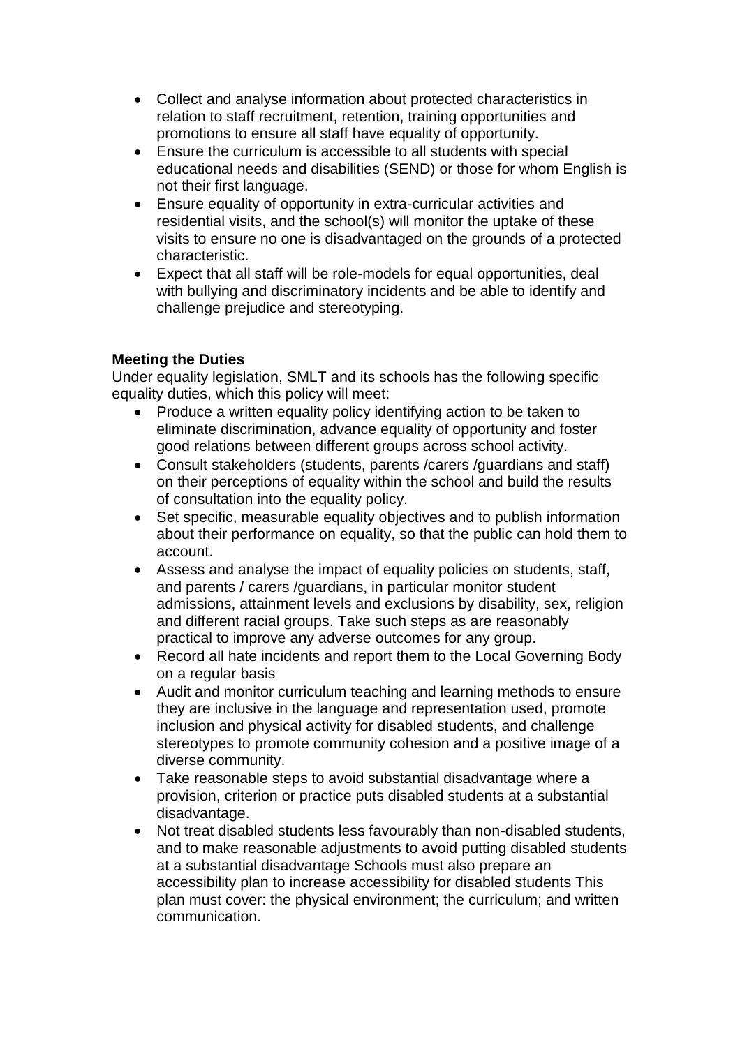- Collect and analyse information about protected characteristics in relation to staff recruitment, retention, training opportunities and promotions to ensure all staff have equality of opportunity.
- Ensure the curriculum is accessible to all students with special educational needs and disabilities (SEND) or those for whom English is not their first language.
- Ensure equality of opportunity in extra-curricular activities and residential visits, and the school(s) will monitor the uptake of these visits to ensure no one is disadvantaged on the grounds of a protected characteristic.
- Expect that all staff will be role-models for equal opportunities, deal with bullying and discriminatory incidents and be able to identify and challenge prejudice and stereotyping.

**Meeting the Duties**

Under equality legislation, SMLT and its schools has the following specific equality duties, which this policy will meet:

- Produce a written equality policy identifying action to be taken to eliminate discrimination, advance equality of opportunity and foster good relations between different groups across school activity.
- Consult stakeholders (students, parents /carers /guardians and staff) on their perceptions of equality within the school and build the results of consultation into the equality policy.
- Set specific, measurable equality objectives and to publish information about their performance on equality, so that the public can hold them to account.
- Assess and analyse the impact of equality policies on students, staff, and parents / carers /guardians, in particular monitor student admissions, attainment levels and exclusions by disability, sex, religion and different racial groups. Take such steps as are reasonably practical to improve any adverse outcomes for any group.
- Record all hate incidents and report them to the Local Governing Body on a regular basis
- Audit and monitor curriculum teaching and learning methods to ensure they are inclusive in the language and representation used, promote inclusion and physical activity for disabled students, and challenge stereotypes to promote community cohesion and a positive image of a diverse community.
- Take reasonable steps to avoid substantial disadvantage where a provision, criterion or practice puts disabled students at a substantial disadvantage.
- Not treat disabled students less favourably than non-disabled students, and to make reasonable adjustments to avoid putting disabled students at a substantial disadvantage Schools must also prepare an accessibility plan to increase accessibility for disabled students This plan must cover: the physical environment; the curriculum; and written communication.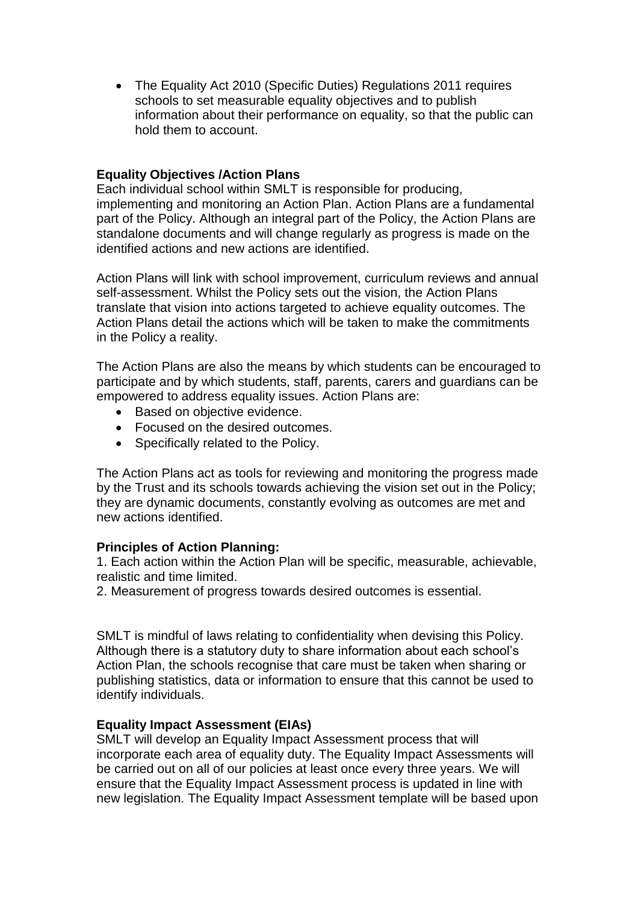- The Equality Act 2010 (Specific Duties) Regulations 2011 requires schools to set measurable equality objectives and to publish information about their performance on equality, so that the public can hold them to account.

**Equality Objectives /Action Plans**

Each individual school within SMLT is responsible for producing, implementing and monitoring an Action Plan. Action Plans are a fundamental part of the Policy. Although an integral part of the Policy, the Action Plans are standalone documents and will change regularly as progress is made on the identified actions and new actions are identified.

Action Plans will link with school improvement, curriculum reviews and annual self-assessment. Whilst the Policy sets out the vision, the Action Plans translate that vision into actions targeted to achieve equality outcomes. The Action Plans detail the actions which will be taken to make the commitments in the Policy a reality.

The Action Plans are also the means by which students can be encouraged to participate and by which students, staff, parents, carers and guardians can be empowered to address equality issues. Action Plans are:

- Based on objective evidence.
- Focused on the desired outcomes.
- Specifically related to the Policy.

The Action Plans act as tools for reviewing and monitoring the progress made by the Trust and its schools towards achieving the vision set out in the Policy; they are dynamic documents, constantly evolving as outcomes are met and new actions identified.

**Principles of Action Planning:**

1. Each action within the Action Plan will be specific, measurable, achievable, realistic and time limited.
2. Measurement of progress towards desired outcomes is essential.

SMLT is mindful of laws relating to confidentiality when devising this Policy. Although there is a statutory duty to share information about each school's Action Plan, the schools recognise that care must be taken when sharing or publishing statistics, data or information to ensure that this cannot be used to identify individuals.

**Equality Impact Assessment (EIAs)**

SMLT will develop an Equality Impact Assessment process that will incorporate each area of equality duty. The Equality Impact Assessments will be carried out on all of our policies at least once every three years. We will ensure that the Equality Impact Assessment process is updated in line with new legislation. The Equality Impact Assessment template will be based upon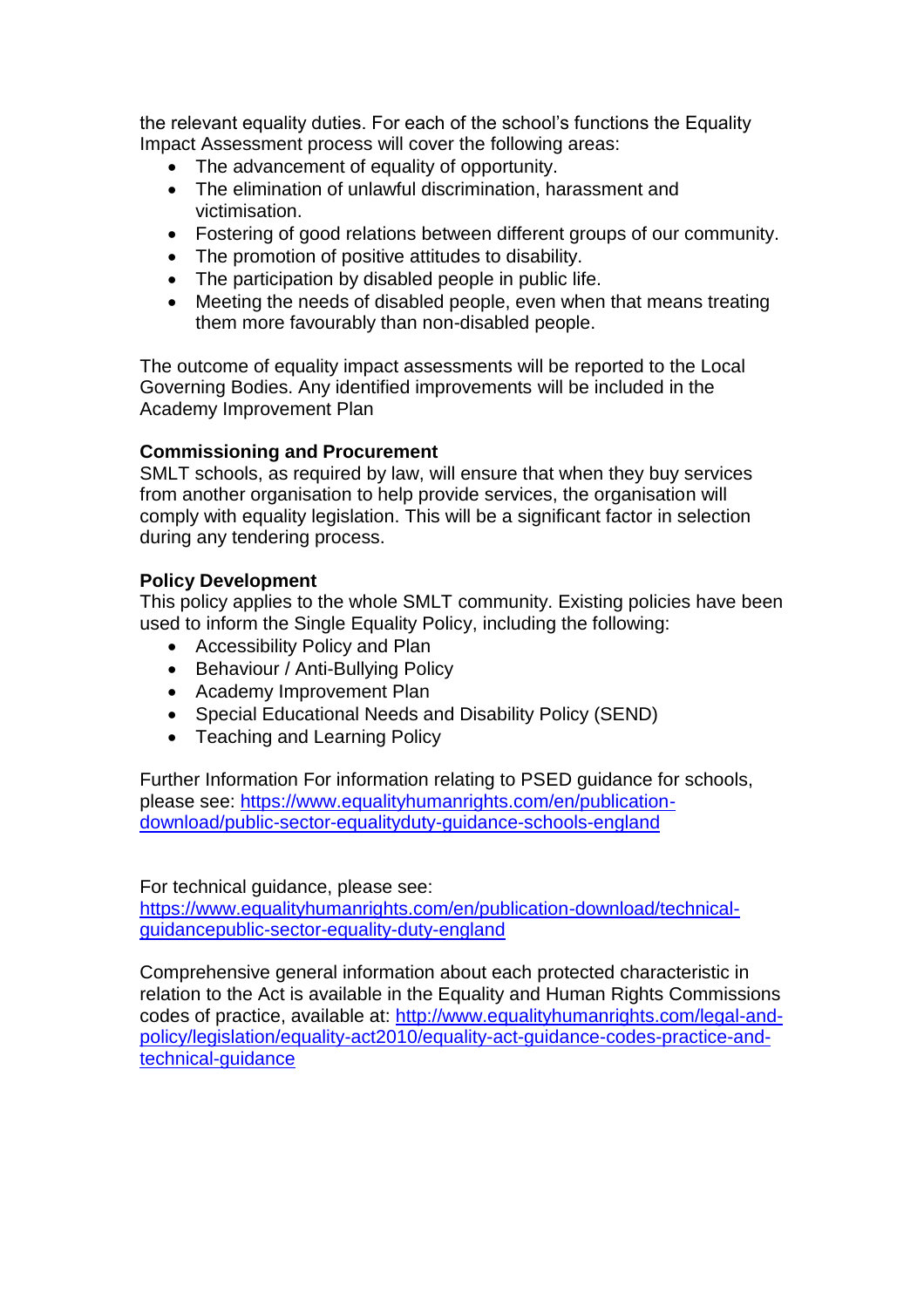the relevant equality duties. For each of the school's functions the Equality Impact Assessment process will cover the following areas:

- The advancement of equality of opportunity.
- The elimination of unlawful discrimination, harassment and victimisation.
- Fostering of good relations between different groups of our community.
- The promotion of positive attitudes to disability.
- The participation by disabled people in public life.
- Meeting the needs of disabled people, even when that means treating them more favourably than non-disabled people.

The outcome of equality impact assessments will be reported to the Local Governing Bodies. Any identified improvements will be included in the Academy Improvement Plan

**Commissioning and Procurement**

SMLT schools, as required by law, will ensure that when they buy services from another organisation to help provide services, the organisation will comply with equality legislation. This will be a significant factor in selection during any tendering process.

**Policy Development**

This policy applies to the whole SMLT community. Existing policies have been used to inform the Single Equality Policy, including the following:

- Accessibility Policy and Plan
- Behaviour / Anti-Bullying Policy
- Academy Improvement Plan
- Special Educational Needs and Disability Policy (SEND)
- Teaching and Learning Policy

Further Information For information relating to PSED guidance for schools, please see: https://www.equalityhumanrights.com/en/publication-download/public-sector-equalityduty-guidance-schools-england

For technical guidance, please see: https://www.equalityhumanrights.com/en/publication-download/technical-guidancepublic-sector-equality-duty-england

Comprehensive general information about each protected characteristic in relation to the Act is available in the Equality and Human Rights Commissions codes of practice, available at: http://www.equalityhumanrights.com/legal-and-policy/legislation/equality-act2010/equality-act-guidance-codes-practice-and-technical-guidance